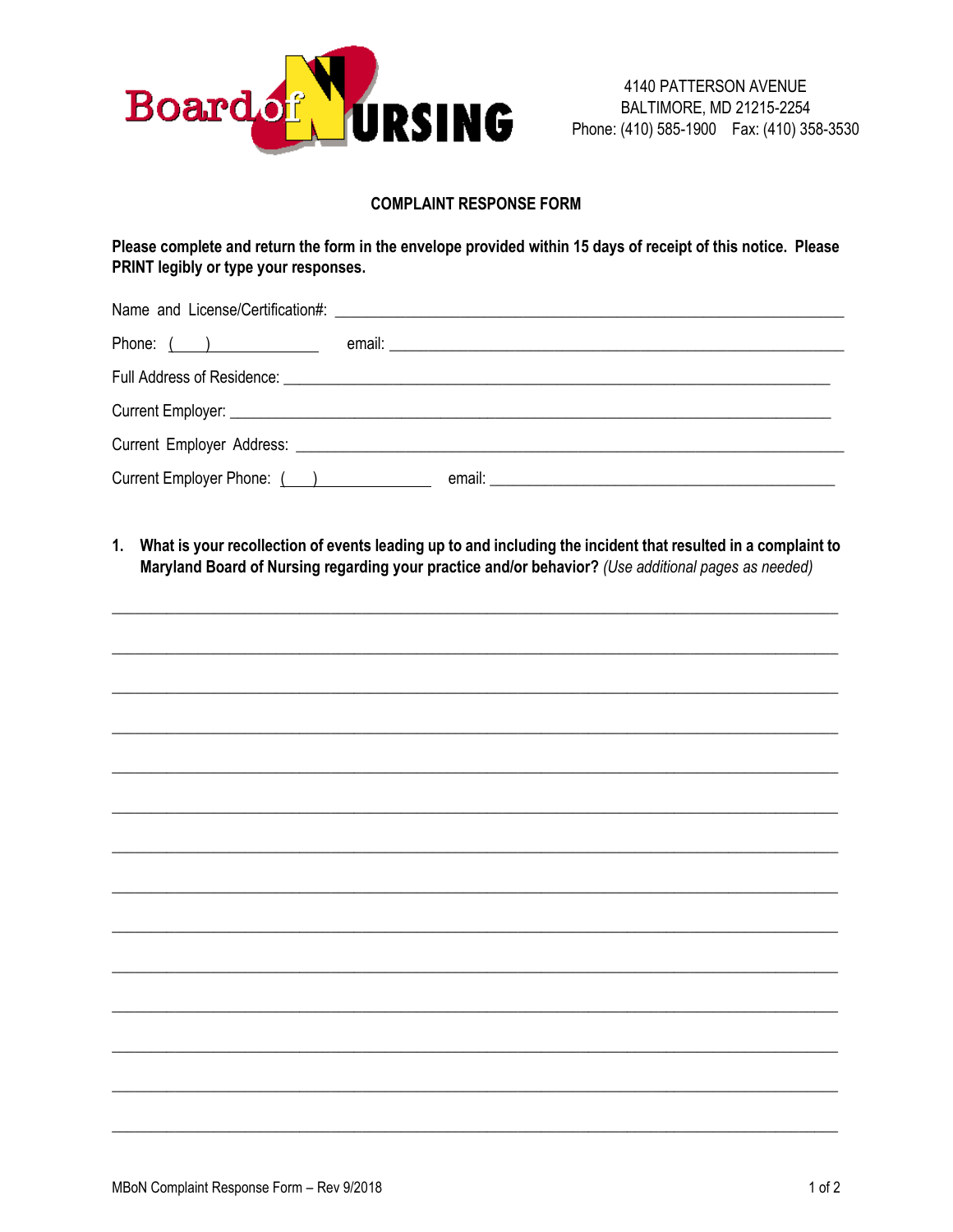Board of Nursing

4140 PATTERSON AVENUE
BALTIMORE, MD 21215-2254
Phone: (410) 585-1900 Fax: (410) 358-3530

## COMPLAINT RESPONSE FORM

**Please complete and return the form in the envelope provided within 15 days of receipt of this notice. Please PRINT legibly or type your responses.**

Name and License/Certification#: ______________________________________________________________

Phone: (    ) ______________ email: ______________________________________________________

Full Address of Residence: ______________________________________________________________

Current Employer: ______________________________________________________________________

Current Employer Address: _______________________________________________________________

Current Employer Phone: (    ) ______________ email: ____________________________________

**1. What is your recollection of events leading up to and including the incident that resulted in a complaint to Maryland Board of Nursing regarding your practice and/or behavior?** *(Use additional pages as needed)*

_____________________________________________________________________________________

_____________________________________________________________________________________

_____________________________________________________________________________________

_____________________________________________________________________________________

_____________________________________________________________________________________

_____________________________________________________________________________________

_____________________________________________________________________________________

_____________________________________________________________________________________

_____________________________________________________________________________________

_____________________________________________________________________________________

_____________________________________________________________________________________

_____________________________________________________________________________________

_____________________________________________________________________________________

_____________________________________________________________________________________

MBoN Complaint Response Form – Rev 9/2018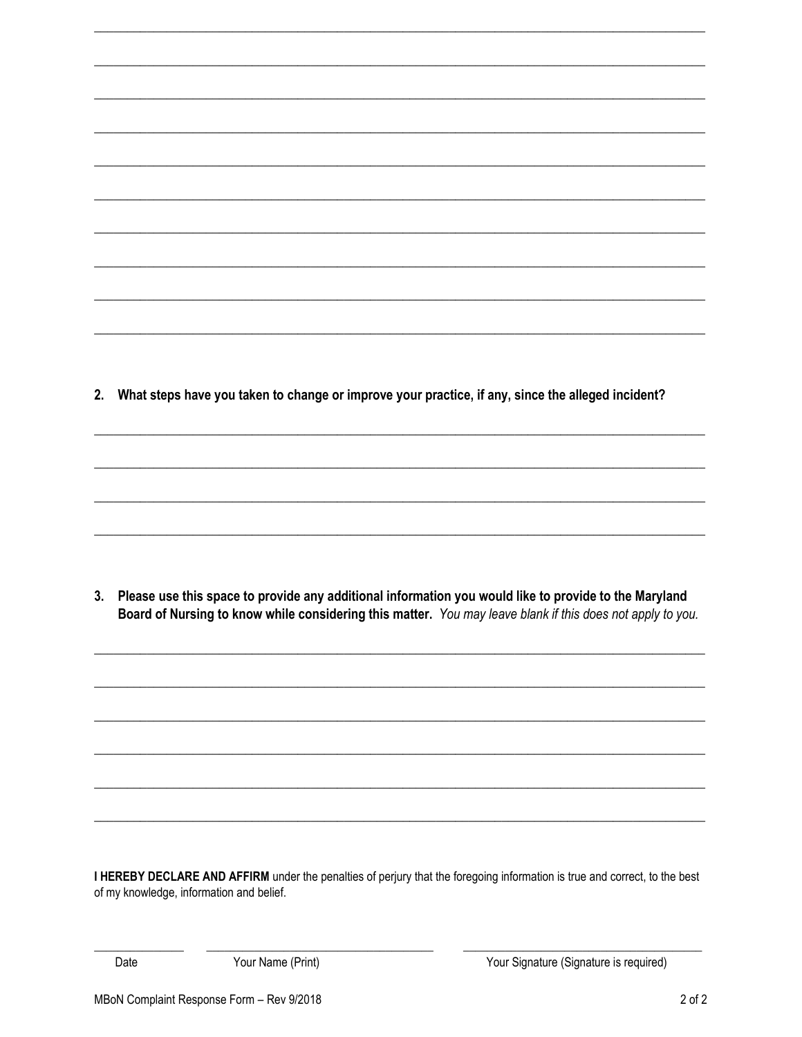2. **What steps have you taken to change or improve your practice, if any, since the alleged incident?**

3. **Please use this space to provide any additional information you would like to provide to the Maryland Board of Nursing to know while considering this matter.** *You may leave blank if this does not apply to you.*

**I HEREBY DECLARE AND AFFIRM** under the penalties of perjury that the foregoing information is true and correct, to the best of my knowledge, information and belief.

| Date | Your Name (Print) | Your Signature (Signature is required) |
| --- | --- | --- |
| | | |

MBoN Complaint Response Form – Rev 9/2018